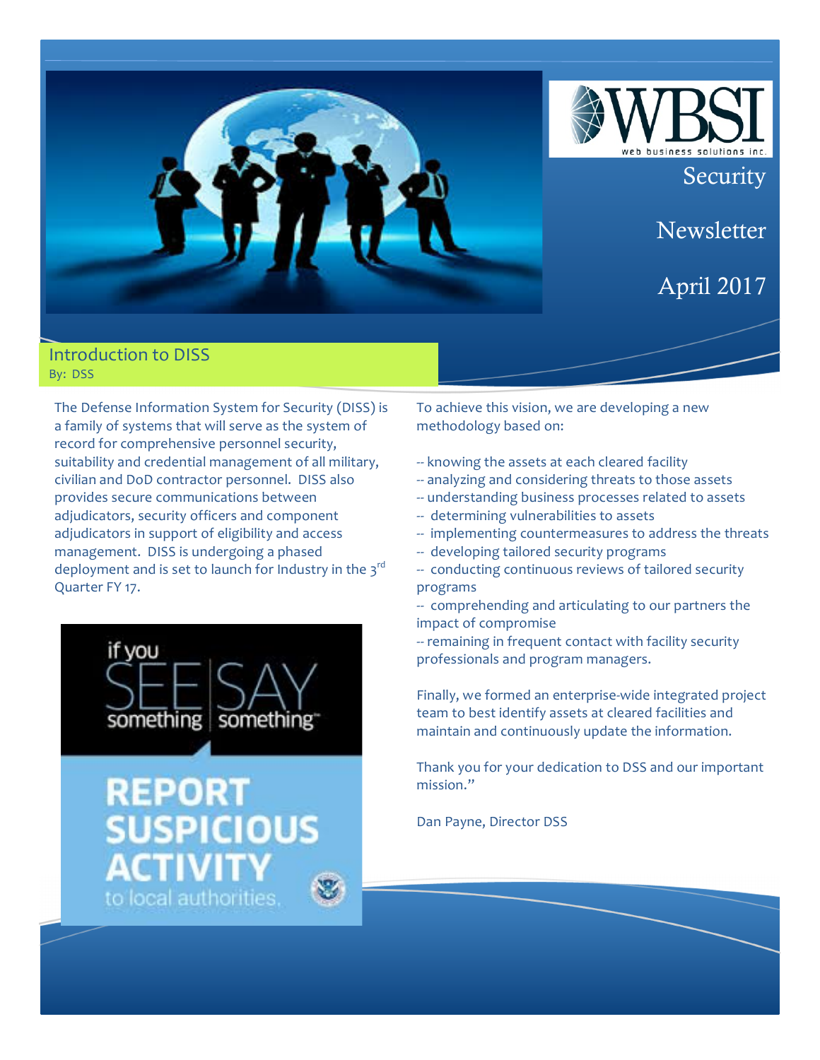WBSI
web business solutions inc.

# Security Newsletter

## April 2017

## Introduction to DISS

By: DSS

The Defense Information System for Security (DISS) is a family of systems that will serve as the system of record for comprehensive personnel security, suitability and credential management of all military, civilian and DoD contractor personnel. DISS also provides secure communications between adjudicators, security officers and component adjudicators in support of eligibility and access management. DISS is undergoing a phased deployment and is set to launch for Industry in the 3rd Quarter FY 17.

if you SEE something | SAY something™

**REPORT SUSPICIOUS ACTIVITY** to local authorities.

To achieve this vision, we are developing a new methodology based on:

-- knowing the assets at each cleared facility
-- analyzing and considering threats to those assets
-- understanding business processes related to assets
-- determining vulnerabilities to assets
-- implementing countermeasures to address the threats
-- developing tailored security programs
-- conducting continuous reviews of tailored security programs
-- comprehending and articulating to our partners the impact of compromise
-- remaining in frequent contact with facility security professionals and program managers.

Finally, we formed an enterprise-wide integrated project team to best identify assets at cleared facilities and maintain and continuously update the information.

Thank you for your dedication to DSS and our important mission."

Dan Payne, Director DSS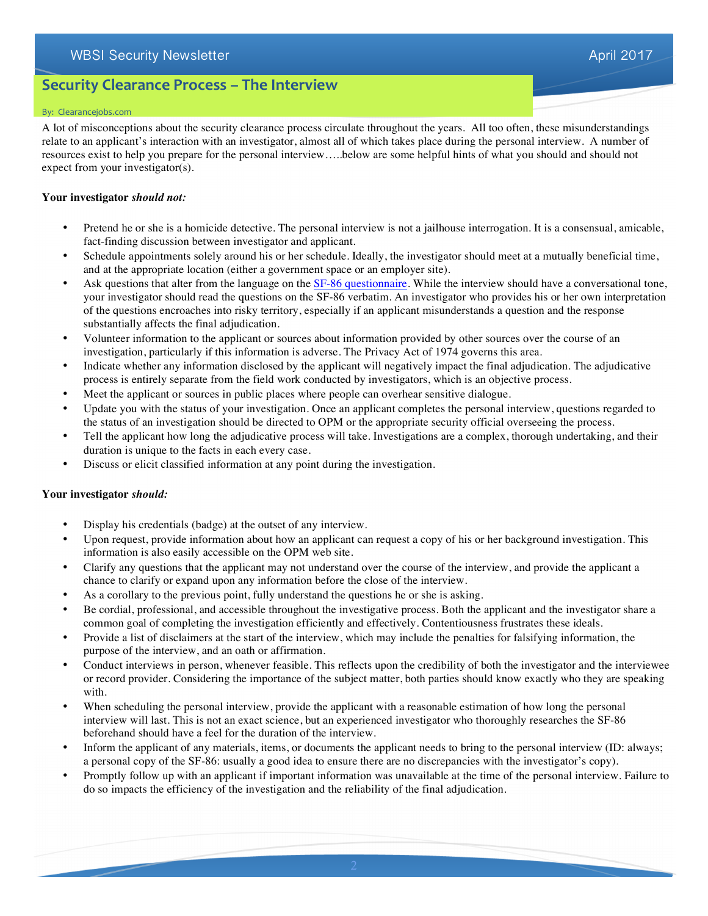## Security Clearance Process – The Interview

By: Clearancejobs.com

A lot of misconceptions about the security clearance process circulate throughout the years. All too often, these misunderstandings relate to an applicant's interaction with an investigator, almost all of which takes place during the personal interview. A number of resources exist to help you prepare for the personal interview…..below are some helpful hints of what you should and should not expect from your investigator(s).

**Your investigator *should not:***

- Pretend he or she is a homicide detective. The personal interview is not a jailhouse interrogation. It is a consensual, amicable, fact-finding discussion between investigator and applicant.
- Schedule appointments solely around his or her schedule. Ideally, the investigator should meet at a mutually beneficial time, and at the appropriate location (either a government space or an employer site).
- Ask questions that alter from the language on the [SF-86 questionnaire](). While the interview should have a conversational tone, your investigator should read the questions on the SF-86 verbatim. An investigator who provides his or her own interpretation of the questions encroaches into risky territory, especially if an applicant misunderstands a question and the response substantially affects the final adjudication.
- Volunteer information to the applicant or sources about information provided by other sources over the course of an investigation, particularly if this information is adverse. The Privacy Act of 1974 governs this area.
- Indicate whether any information disclosed by the applicant will negatively impact the final adjudication. The adjudicative process is entirely separate from the field work conducted by investigators, which is an objective process.
- Meet the applicant or sources in public places where people can overhear sensitive dialogue.
- Update you with the status of your investigation. Once an applicant completes the personal interview, questions regarded to the status of an investigation should be directed to OPM or the appropriate security official overseeing the process.
- Tell the applicant how long the adjudicative process will take. Investigations are a complex, thorough undertaking, and their duration is unique to the facts in each every case.
- Discuss or elicit classified information at any point during the investigation.

**Your investigator *should:***

- Display his credentials (badge) at the outset of any interview.
- Upon request, provide information about how an applicant can request a copy of his or her background investigation. This information is also easily accessible on the OPM web site.
- Clarify any questions that the applicant may not understand over the course of the interview, and provide the applicant a chance to clarify or expand upon any information before the close of the interview.
- As a corollary to the previous point, fully understand the questions he or she is asking.
- Be cordial, professional, and accessible throughout the investigative process. Both the applicant and the investigator share a common goal of completing the investigation efficiently and effectively. Contentiousness frustrates these ideals.
- Provide a list of disclaimers at the start of the interview, which may include the penalties for falsifying information, the purpose of the interview, and an oath or affirmation.
- Conduct interviews in person, whenever feasible. This reflects upon the credibility of both the investigator and the interviewee or record provider. Considering the importance of the subject matter, both parties should know exactly who they are speaking with.
- When scheduling the personal interview, provide the applicant with a reasonable estimation of how long the personal interview will last. This is not an exact science, but an experienced investigator who thoroughly researches the SF-86 beforehand should have a feel for the duration of the interview.
- Inform the applicant of any materials, items, or documents the applicant needs to bring to the personal interview (ID: always; a personal copy of the SF-86: usually a good idea to ensure there are no discrepancies with the investigator's copy).
- Promptly follow up with an applicant if important information was unavailable at the time of the personal interview. Failure to do so impacts the efficiency of the investigation and the reliability of the final adjudication.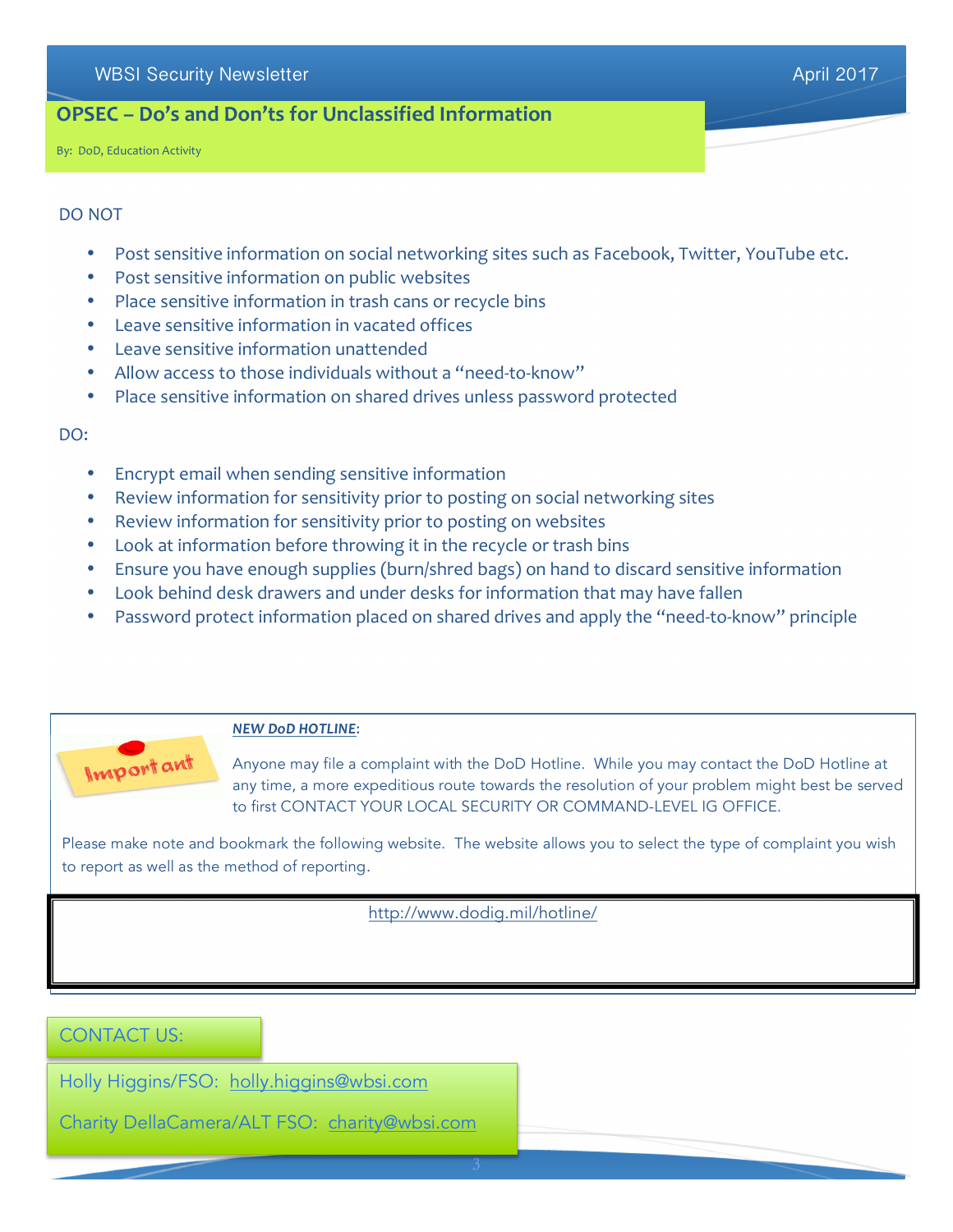## OPSEC – Do's and Don'ts for Unclassified Information

By: DoD, Education Activity

DO NOT

- Post sensitive information on social networking sites such as Facebook, Twitter, YouTube etc.
- Post sensitive information on public websites
- Place sensitive information in trash cans or recycle bins
- Leave sensitive information in vacated offices
- Leave sensitive information unattended
- Allow access to those individuals without a "need-to-know"
- Place sensitive information on shared drives unless password protected

DO:

- Encrypt email when sending sensitive information
- Review information for sensitivity prior to posting on social networking sites
- Review information for sensitivity prior to posting on websites
- Look at information before throwing it in the recycle or trash bins
- Ensure you have enough supplies (burn/shred bags) on hand to discard sensitive information
- Look behind desk drawers and under desks for information that may have fallen
- Password protect information placed on shared drives and apply the "need-to-know" principle

Important

***NEW DoD HOTLINE***:

Anyone may file a complaint with the DoD Hotline. While you may contact the DoD Hotline at any time, a more expeditious route towards the resolution of your problem might best be served to first CONTACT YOUR LOCAL SECURITY OR COMMAND-LEVEL IG OFFICE.

Please make note and bookmark the following website. The website allows you to select the type of complaint you wish to report as well as the method of reporting.

http://www.dodig.mil/hotline/

CONTACT US:

Holly Higgins/FSO: holly.higgins@wbsi.com

Charity DellaCamera/ALT FSO: charity@wbsi.com